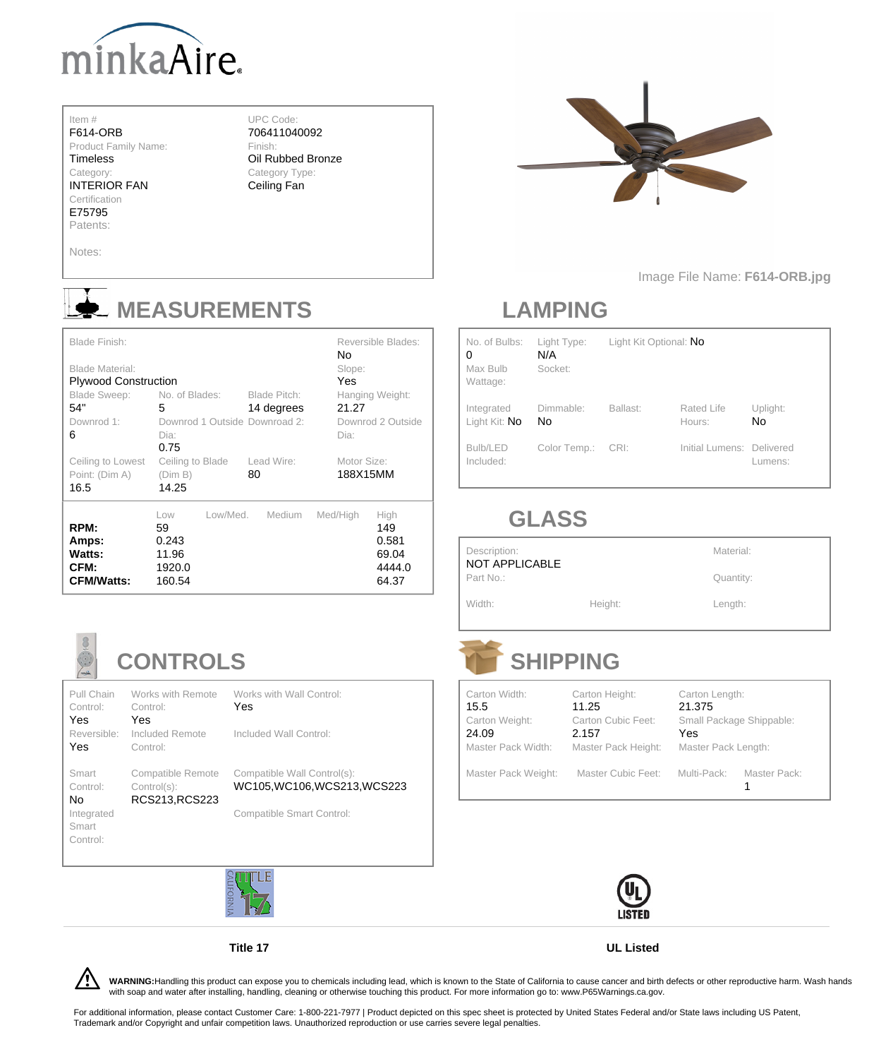# minkaAire

| | |
|---|---|
| Item #: F614-ORB | UPC Code: 706411040092 |
| Product Family Name: Timeless | Finish: Oil Rubbed Bronze |
| Category: INTERIOR FAN | Category Type: Ceiling Fan |
| Certification: E75795 | |
| Patents: | |
| Notes: | |

Image File Name: **F614-ORB.jpg**

## MEASUREMENTS

| | | | |
|---|---|---|---|
| Blade Finish: | | | Reversible Blades: No |
| Blade Material: Plywood Construction | | | Slope: Yes |
| Blade Sweep: 54" | No. of Blades: 5 | Blade Pitch: 14 degrees | Hanging Weight: 21.27 |
| Downrod 1: 6 | Downrod 1 Outside Dia: 0.75 | Downroad 2: | Downrod 2 Outside Dia: |
| Ceiling to Lowest Point: (Dim A) 16.5 | Ceiling to Blade (Dim B) 14.25 | Lead Wire: 80 | Motor Size: 188X15MM |

| | Low | Low/Med. | Medium | Med/High | High |
|---|---|---|---|---|---|
| **RPM:** | 59 | | | | 149 |
| **Amps:** | 0.243 | | | | 0.581 |
| **Watts:** | 11.96 | | | | 69.04 |
| **CFM:** | 1920.0 | | | | 4444.0 |
| **CFM/Watts:** | 160.54 | | | | 64.37 |

## LAMPING

| | | | | |
|---|---|---|---|---|
| No. of Bulbs: 0 | Light Type: N/A | Light Kit Optional: No | | |
| Max Bulb Wattage: | Socket: | | | |
| Integrated Light Kit: No | Dimmable: No | Ballast: | Rated Life Hours: | Uplight: No |
| Bulb/LED Included: | Color Temp.: | CRI: | Initial Lumens: | Delivered Lumens: |

## GLASS

| | | |
|---|---|---|
| Description: NOT APPLICABLE | | Material: |
| Part No.: | | Quantity: |
| Width: | Height: | Length: |

## CONTROLS

| | | |
|---|---|---|
| Pull Chain Control: Yes | Works with Remote Control: Yes | Works with Wall Control: Yes |
| Reversible: Yes | Included Remote Control: | Included Wall Control: |
| Smart Control: No | Compatible Remote Control(s): RCS213,RCS223 | Compatible Wall Control(s): WC105,WC106,WCS213,WCS223 |
| Integrated Smart Control: | | Compatible Smart Control: |

## SHIPPING

| | | | |
|---|---|---|---|
| Carton Width: 15.5 | Carton Height: 11.25 | Carton Length: 21.375 | |
| Carton Weight: 24.09 | Carton Cubic Feet: 2.157 | Small Package Shippable: Yes | |
| Master Pack Width: | Master Pack Height: | Master Pack Length: | |
| Master Pack Weight: | Master Cubic Feet: | Multi-Pack: | Master Pack: 1 |

**Title 17**

**UL Listed**

**WARNING:** Handling this product can expose you to chemicals including lead, which is known to the State of California to cause cancer and birth defects or other reproductive harm. Wash hands with soap and water after installing, cleaning or otherwise touching this product. For more information go to: www.P65Warnings.ca.gov.

For additional information, please contact Customer Care: 1-800-221-7977 | Product depicted on this spec sheet is protected by United States Federal and/or State laws including US Patent, Trademark and/or Copyright and unfair competition laws. Unauthorized reproduction or use carries severe legal penalties.